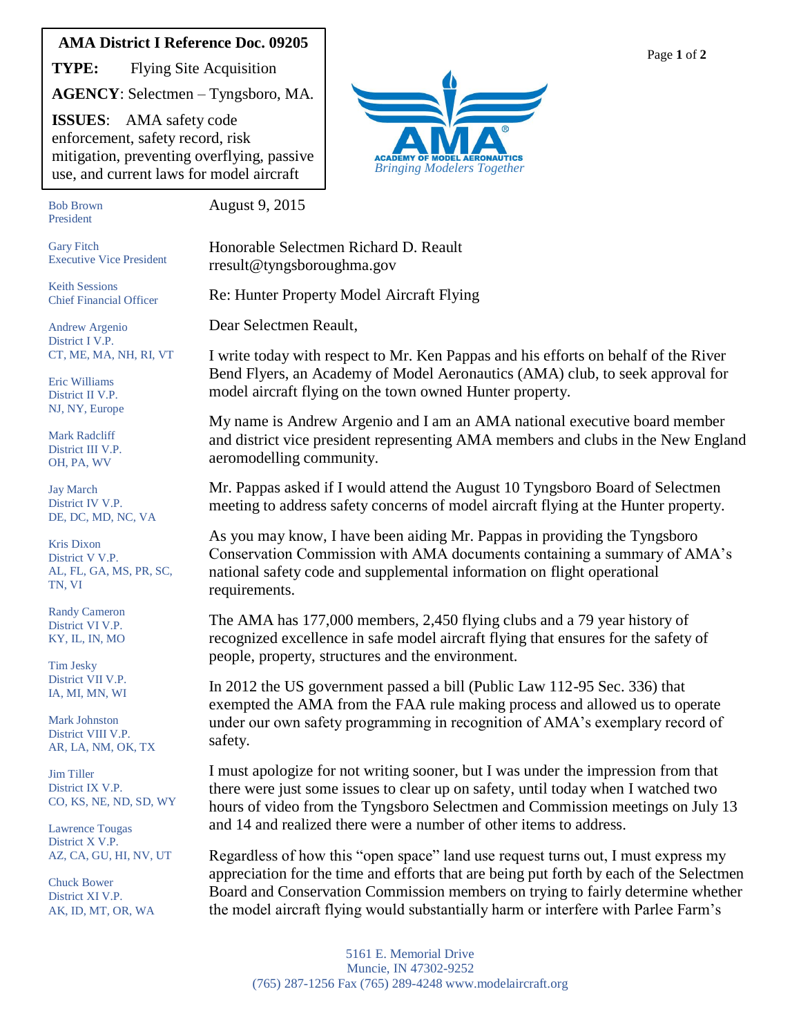**AMA District I Reference Doc. 09205**

**TYPE:** Flying Site Acquisition

**AGENCY**: Selectmen – Tyngsboro, MA.

**ISSUES**: AMA safety code enforcement, safety record, risk mitigation, preventing overflying, passive use, and current laws for model aircraft

ACADEMY OF MODEL AERONAUTICS
*Bringing Modelers Together*

Bob Brown
President

Gary Fitch
Executive Vice President

Keith Sessions
Chief Financial Officer

Andrew Argenio
District I V.P.
CT, ME, MA, NH, RI, VT

Eric Williams
District II V.P.
NJ, NY, Europe

Mark Radcliff
District III V.P.
OH, PA, WV

Jay March
District IV V.P.
DE, DC, MD, NC, VA

Kris Dixon
District V V.P.
AL, FL, GA, MS, PR, SC, TN, VI

Randy Cameron
District VI V.P.
KY, IL, IN, MO

Tim Jesky
District VII V.P.
IA, MI, MN, WI

Mark Johnston
District VIII V.P.
AR, LA, NM, OK, TX

Jim Tiller
District IX V.P.
CO, KS, NE, ND, SD, WY

Lawrence Tougas
District X V.P.
AZ, CA, GU, HI, NV, UT

Chuck Bower
District XI V.P.
AK, ID, MT, OR, WA

August 9, 2015

Honorable Selectmen Richard D. Reault
rresult@tyngsboroughma.gov

Re: Hunter Property Model Aircraft Flying

Dear Selectmen Reault,

I write today with respect to Mr. Ken Pappas and his efforts on behalf of the River Bend Flyers, an Academy of Model Aeronautics (AMA) club, to seek approval for model aircraft flying on the town owned Hunter property.

My name is Andrew Argenio and I am an AMA national executive board member and district vice president representing AMA members and clubs in the New England aeromodelling community.

Mr. Pappas asked if I would attend the August 10 Tyngsboro Board of Selectmen meeting to address safety concerns of model aircraft flying at the Hunter property.

As you may know, I have been aiding Mr. Pappas in providing the Tyngsboro Conservation Commission with AMA documents containing a summary of AMA's national safety code and supplemental information on flight operational requirements.

The AMA has 177,000 members, 2,450 flying clubs and a 79 year history of recognized excellence in safe model aircraft flying that ensures for the safety of people, property, structures and the environment.

In 2012 the US government passed a bill (Public Law 112-95 Sec. 336) that exempted the AMA from the FAA rule making process and allowed us to operate under our own safety programming in recognition of AMA's exemplary record of safety.

I must apologize for not writing sooner, but I was under the impression from that there were just some issues to clear up on safety, until today when I watched two hours of video from the Tyngsboro Selectmen and Commission meetings on July 13 and 14 and realized there were a number of other items to address.

Regardless of how this "open space" land use request turns out, I must express my appreciation for the time and efforts that are being put forth by each of the Selectmen Board and Conservation Commission members on trying to fairly determine whether the model aircraft flying would substantially harm or interfere with Parlee Farm's

5161 E. Memorial Drive
Muncie, IN 47302-9252
(765) 287-1256 Fax (765) 289-4248 www.modelaircraft.org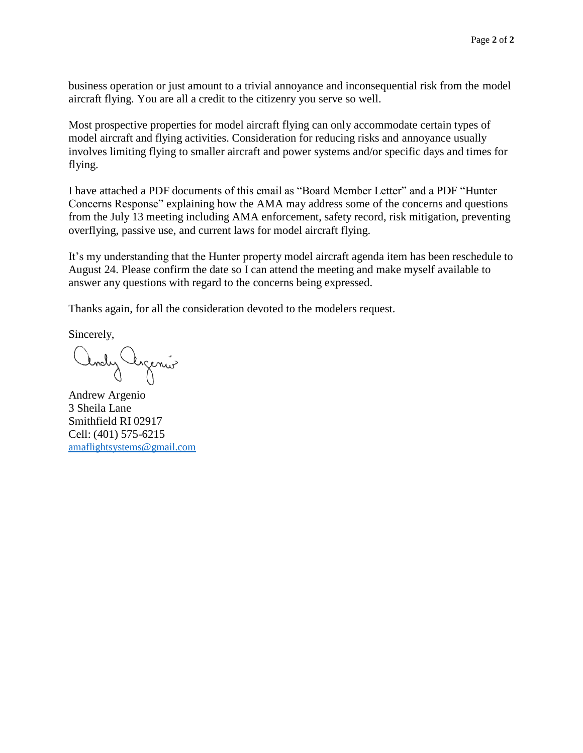business operation or just amount to a trivial annoyance and inconsequential risk from the model aircraft flying. You are all a credit to the citizenry you serve so well.

Most prospective properties for model aircraft flying can only accommodate certain types of model aircraft and flying activities. Consideration for reducing risks and annoyance usually involves limiting flying to smaller aircraft and power systems and/or specific days and times for flying.

I have attached a PDF documents of this email as "Board Member Letter" and a PDF "Hunter Concerns Response" explaining how the AMA may address some of the concerns and questions from the July 13 meeting including AMA enforcement, safety record, risk mitigation, preventing overflying, passive use, and current laws for model aircraft flying.

It's my understanding that the Hunter property model aircraft agenda item has been reschedule to August 24. Please confirm the date so I can attend the meeting and make myself available to answer any questions with regard to the concerns being expressed.

Thanks again, for all the consideration devoted to the modelers request.

Sincerely,

Andrew Argenio
3 Sheila Lane
Smithfield RI 02917
Cell: (401) 575-6215
amaflightsystems@gmail.com